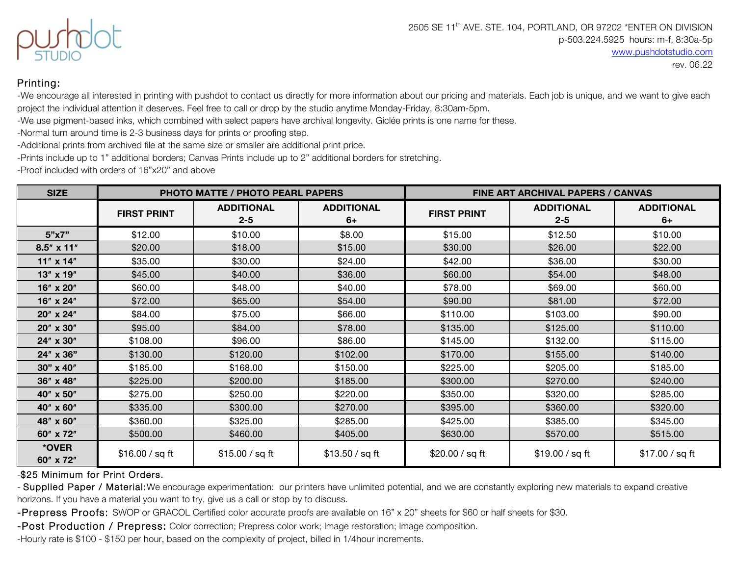pushdot STUDIO

2505 SE 11th AVE. STE. 104, PORTLAND, OR 97202 *ENTER ON DIVISION
p-503.224.5925 hours: m-f, 8:30a-5p
www.pushdotstudio.com
rev. 06.22

## Printing:

-We encourage all interested in printing with pushdot to contact us directly for more information about our pricing and materials. Each job is unique, and we want to give each project the individual attention it deserves. Feel free to call or drop by the studio anytime Monday-Friday, 8:30am-5pm.
-We use pigment-based inks, which combined with select papers have archival longevity. Giclée prints is one name for these.
-Normal turn around time is 2-3 business days for prints or proofing step.
-Additional prints from archived file at the same size or smaller are additional print price.
-Prints include up to 1" additional borders; Canvas Prints include up to 2" additional borders for stretching.
-Proof included with orders of 16"x20" and above

| SIZE | PHOTO MATTE / PHOTO PEARL PAPERS | | | FINE ART ARCHIVAL PAPERS / CANVAS | | |
|---|---|---|---|---|---|---|
| | FIRST PRINT | ADDITIONAL 2-5 | ADDITIONAL 6+ | FIRST PRINT | ADDITIONAL 2-5 | ADDITIONAL 6+ |
| 5"x7" | $12.00 | $10.00 | $8.00 | $15.00 | $12.50 | $10.00 |
| 8.5" x 11" | $20.00 | $18.00 | $15.00 | $30.00 | $26.00 | $22.00 |
| 11" x 14" | $35.00 | $30.00 | $24.00 | $42.00 | $36.00 | $30.00 |
| 13" x 19" | $45.00 | $40.00 | $36.00 | $60.00 | $54.00 | $48.00 |
| 16" x 20" | $60.00 | $48.00 | $40.00 | $78.00 | $69.00 | $60.00 |
| 16" x 24" | $72.00 | $65.00 | $54.00 | $90.00 | $81.00 | $72.00 |
| 20" x 24" | $84.00 | $75.00 | $66.00 | $110.00 | $103.00 | $90.00 |
| 20" x 30" | $95.00 | $84.00 | $78.00 | $135.00 | $125.00 | $110.00 |
| 24" x 30" | $108.00 | $96.00 | $86.00 | $145.00 | $132.00 | $115.00 |
| 24" x 36" | $130.00 | $120.00 | $102.00 | $170.00 | $155.00 | $140.00 |
| 30" x 40" | $185.00 | $168.00 | $150.00 | $225.00 | $205.00 | $185.00 |
| 36" x 48" | $225.00 | $200.00 | $185.00 | $300.00 | $270.00 | $240.00 |
| 40" x 50" | $275.00 | $250.00 | $220.00 | $350.00 | $320.00 | $285.00 |
| 40" x 60" | $335.00 | $300.00 | $270.00 | $395.00 | $360.00 | $320.00 |
| 48" x 60" | $360.00 | $325.00 | $285.00 | $425.00 | $385.00 | $345.00 |
| 60" x 72" | $500.00 | $460.00 | $405.00 | $630.00 | $570.00 | $515.00 |
| *OVER 60" x 72" | $16.00 / sq ft | $15.00 / sq ft | $13.50 / sq ft | $20.00 / sq ft | $19.00 / sq ft | $17.00 / sq ft |

-$25 Minimum for Print Orders.

- Supplied Paper / Material: We encourage experimentation: our printers have unlimited potential, and we are constantly exploring new materials to expand creative horizons. If you have a material you want to try, give us a call or stop by to discuss.

-Prepress Proofs: SWOP or GRACOL Certified color accurate proofs are available on 16" x 20" sheets for $60 or half sheets for $30.

-Post Production / Prepress: Color correction; Prepress color work; Image restoration; Image composition.

-Hourly rate is $100 - $150 per hour, based on the complexity of project, billed in 1/4hour increments.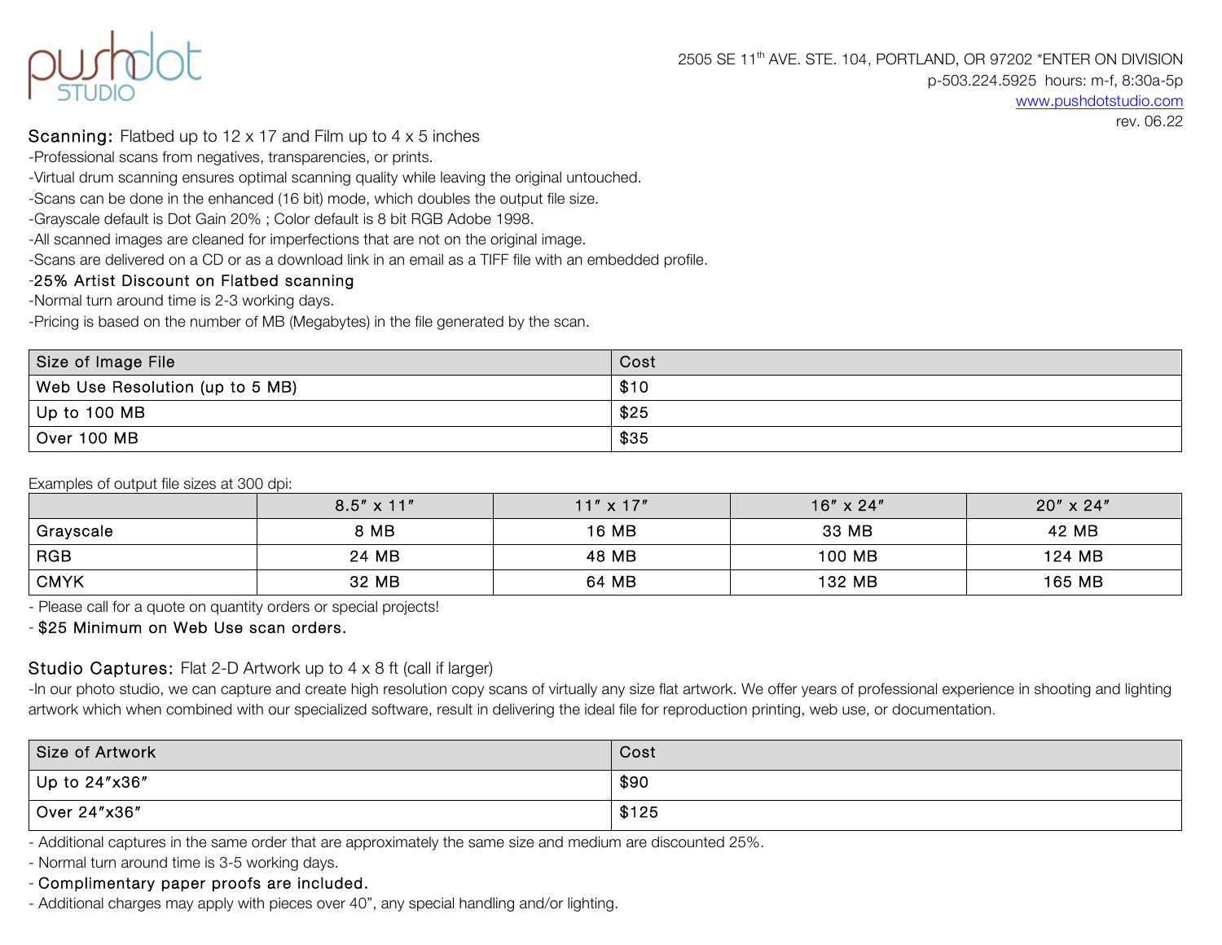pushdot STUDIO

2505 SE 11th AVE. STE. 104, PORTLAND, OR 97202 *ENTER ON DIVISION
p-503.224.5925 hours: m-f, 8:30a-5p
www.pushdotstudio.com
rev. 06.22

## Scanning: Flatbed up to 12 x 17 and Film up to 4 x 5 inches

-Professional scans from negatives, transparencies, or prints.
-Virtual drum scanning ensures optimal scanning quality while leaving the original untouched.
-Scans can be done in the enhanced (16 bit) mode, which doubles the output file size.
-Grayscale default is Dot Gain 20% ; Color default is 8 bit RGB Adobe 1998.
-All scanned images are cleaned for imperfections that are not on the original image.
-Scans are delivered on a CD or as a download link in an email as a TIFF file with an embedded profile.
-**25% Artist Discount on Flatbed scanning**
-Normal turn around time is 2-3 working days.
-Pricing is based on the number of MB (Megabytes) in the file generated by the scan.

| Size of Image File | Cost |
|---|---|
| Web Use Resolution (up to 5 MB) | $10 |
| Up to 100 MB | $25 |
| Over 100 MB | $35 |

Examples of output file sizes at 300 dpi:

| | 8.5″ x 11″ | 11″ x 17″ | 16″ x 24″ | 20″ x 24″ |
|---|---|---|---|---|
| Grayscale | 8 MB | 16 MB | 33 MB | 42 MB |
| RGB | 24 MB | 48 MB | 100 MB | 124 MB |
| CMYK | 32 MB | 64 MB | 132 MB | 165 MB |

- Please call for a quote on quantity orders or special projects!
- **$25 Minimum on Web Use scan orders.**

## Studio Captures: Flat 2-D Artwork up to 4 x 8 ft (call if larger)

-In our photo studio, we can capture and create high resolution copy scans of virtually any size flat artwork. We offer years of professional experience in shooting and lighting artwork which when combined with our specialized software, result in delivering the ideal file for reproduction printing, web use, or documentation.

| Size of Artwork | Cost |
|---|---|
| Up to 24″x36″ | $90 |
| Over 24″x36″ | $125 |

- Additional captures in the same order that are approximately the same size and medium are discounted 25%.
- Normal turn around time is 3-5 working days.
- **Complimentary paper proofs are included.**
- Additional charges may apply with pieces over 40", any special handling and/or lighting.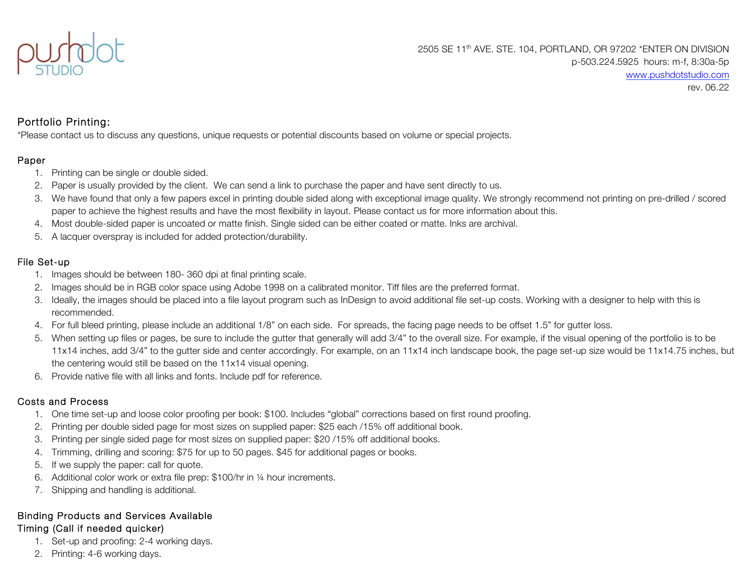pushdot STUDIO

2505 SE 11th AVE. STE. 104, PORTLAND, OR 97202 *ENTER ON DIVISION
p-503.224.5925 hours: m-f, 8:30a-5p
www.pushdotstudio.com
rev. 06.22

## Portfolio Printing:

*Please contact us to discuss any questions, unique requests or potential discounts based on volume or special projects.

### Paper

1. Printing can be single or double sided.
2. Paper is usually provided by the client. We can send a link to purchase the paper and have sent directly to us.
3. We have found that only a few papers excel in printing double sided along with exceptional image quality. We strongly recommend not printing on pre-drilled / scored paper to achieve the highest results and have the most flexibility in layout. Please contact us for more information about this.
4. Most double-sided paper is uncoated or matte finish. Single sided can be either coated or matte. Inks are archival.
5. A lacquer overspray is included for added protection/durability.

### File Set-up

1. Images should be between 180- 360 dpi at final printing scale.
2. Images should be in RGB color space using Adobe 1998 on a calibrated monitor. Tiff files are the preferred format.
3. Ideally, the images should be placed into a file layout program such as InDesign to avoid additional file set-up costs. Working with a designer to help with this is recommended.
4. For full bleed printing, please include an additional 1/8" on each side. For spreads, the facing page needs to be offset 1.5" for gutter loss.
5. When setting up files or pages, be sure to include the gutter that generally will add 3/4" to the overall size. For example, if the visual opening of the portfolio is to be 11x14 inches, add 3/4" to the gutter side and center accordingly. For example, on an 11x14 inch landscape book, the page set-up size would be 11x14.75 inches, but the centering would still be based on the 11x14 visual opening.
6. Provide native file with all links and fonts. Include pdf for reference.

### Costs and Process

1. One time set-up and loose color proofing per book: $100. Includes "global" corrections based on first round proofing.
2. Printing per double sided page for most sizes on supplied paper: $25 each /15% off additional book.
3. Printing per single sided page for most sizes on supplied paper: $20 /15% off additional books.
4. Trimming, drilling and scoring: $75 for up to 50 pages. $45 for additional pages or books.
5. If we supply the paper: call for quote.
6. Additional color work or extra file prep: $100/hr in ¼ hour increments.
7. Shipping and handling is additional.

### Binding Products and Services Available

### Timing (Call if needed quicker)

1. Set-up and proofing: 2-4 working days.
2. Printing: 4-6 working days.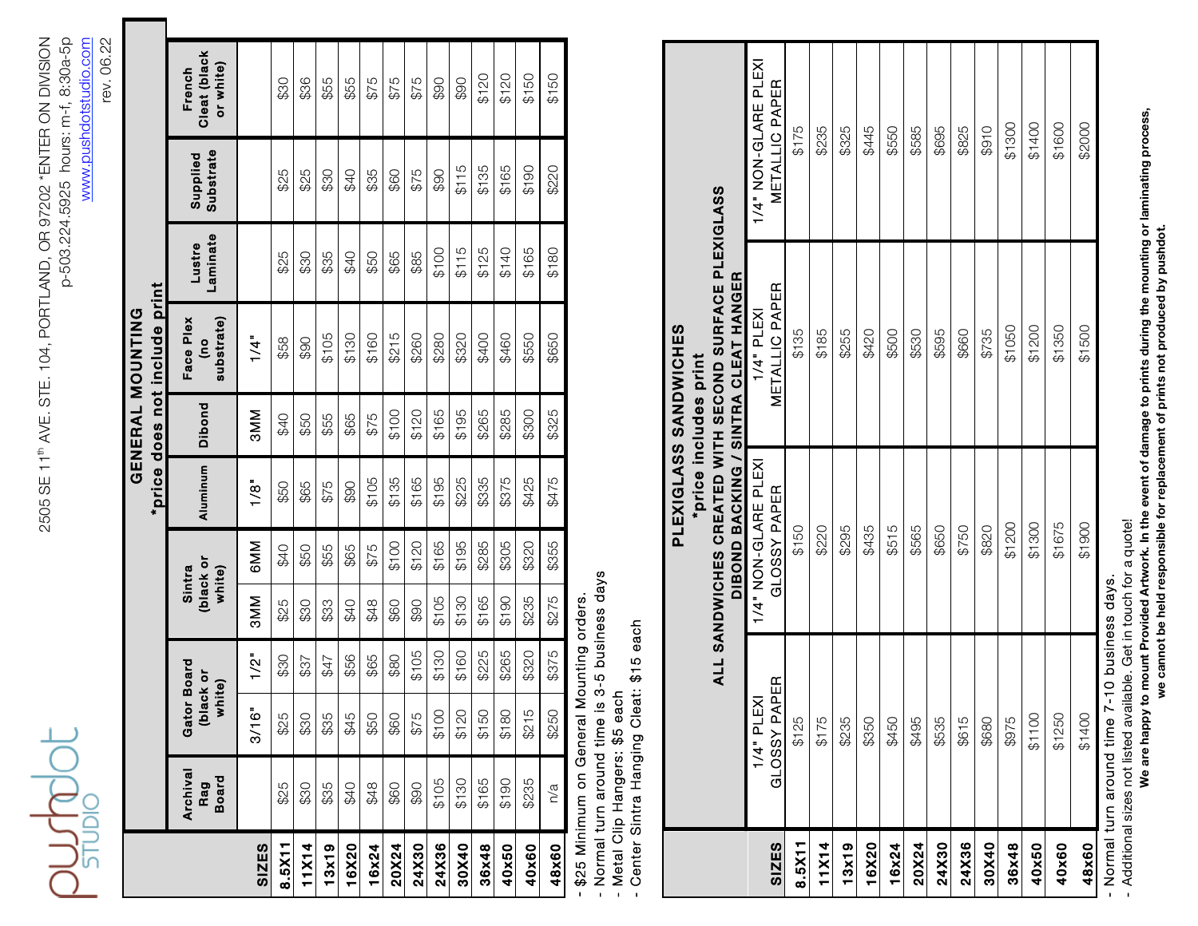pushdot STUDIO

2505 SE 11th AVE. STE. 104, PORTLAND, OR 97202 *ENTER ON DIVISION
p-503.224.5925 hours: m-f, 8:30a-5p
www.pushdotstudio.com
rev. 06.22

## GENERAL MOUNTING
*price does not include print

| SIZES | Archival Rag Board | Gator Board (black or white) | | Sintra (black or white) | | Aluminum | Dibond | Face Plex (no substrate) | Lustre Laminate | Supplied Substrate | French Cleat (black or white) |
|---|---|---|---|---|---|---|---|---|---|---|---|
| | | 3/16" | 1/2" | 3MM | 6MM | 1/8" | 3MM | 1/4" | | | |
| 8.5X11 | $25 | $25 | $30 | $25 | $40 | $50 | $40 | $58 | $25 | $25 | $30 |
| 11X14 | $30 | $30 | $37 | $30 | $50 | $65 | $50 | $90 | $30 | $25 | $36 |
| 13x19 | $35 | $35 | $47 | $33 | $55 | $75 | $55 | $105 | $35 | $30 | $55 |
| 16X20 | $40 | $45 | $56 | $40 | $65 | $90 | $65 | $130 | $40 | $40 | $55 |
| 16x24 | $48 | $50 | $65 | $48 | $75 | $105 | $75 | $160 | $50 | $35 | $75 |
| 20X24 | $60 | $60 | $80 | $60 | $100 | $135 | $100 | $215 | $65 | $60 | $75 |
| 24X30 | $90 | $75 | $105 | $90 | $120 | $165 | $120 | $260 | $85 | $75 | $75 |
| 24X36 | $105 | $100 | $130 | $105 | $165 | $195 | $165 | $280 | $100 | $90 | $90 |
| 30X40 | $130 | $120 | $160 | $130 | $195 | $225 | $195 | $320 | $115 | $115 | $90 |
| 36x48 | $165 | $150 | $225 | $165 | $285 | $335 | $265 | $400 | $125 | $135 | $120 |
| 40x50 | $190 | $180 | $265 | $190 | $305 | $375 | $285 | $460 | $140 | $165 | $120 |
| 40x60 | $235 | $215 | $320 | $235 | $320 | $425 | $300 | $550 | $165 | $190 | $150 |
| 48x60 | n/a | $250 | $375 | $275 | $355 | $475 | $325 | $650 | $180 | $220 | $150 |

- $25 Minimum on General Mounting orders.
- Normal turn around time is 3-5 business days
- Metal Clip Hangers: $5 each
- Center Sintra Hanging Cleat: $15 each

## PLEXIGLASS SANDWICHES
*price includes print

ALL SANDWICHES CREATED WITH SECOND SURFACE PLEXIGLASS
DIBOND BACKING / SINTRA CLEAT HANGER

| SIZES | 1/4" PLEXI GLOSSY PAPER | 1/4" NON-GLARE PLEXI GLOSSY PAPER | 1/4" PLEXI METALLIC PAPER | 1/4" NON-GLARE PLEXI METALLIC PAPER |
|---|---|---|---|---|
| 8.5X11 | $125 | $150 | $135 | $175 |
| 11X14 | $175 | $220 | $185 | $235 |
| 13x19 | $235 | $295 | $255 | $325 |
| 16X20 | $350 | $435 | $420 | $445 |
| 16x24 | $450 | $515 | $500 | $550 |
| 20X24 | $495 | $565 | $530 | $585 |
| 24X30 | $535 | $650 | $595 | $695 |
| 24X36 | $615 | $750 | $660 | $825 |
| 30X40 | $680 | $820 | $735 | $910 |
| 36x48 | $975 | $1200 | $1050 | $1300 |
| 40x50 | $1100 | $1300 | $1200 | $1400 |
| 40x60 | $1250 | $1675 | $1350 | $1600 |
| 48x60 | $1400 | $1900 | $1500 | $2000 |

- Normal turn around time 7-10 business days.
- Additional sizes not listed available. Get in touch for a quote!

**We are happy to mount Provided Artwork. In the event of damage to prints during the mounting or laminating process, we cannot be held responsible for replacement of prints not produced by pushdot.**